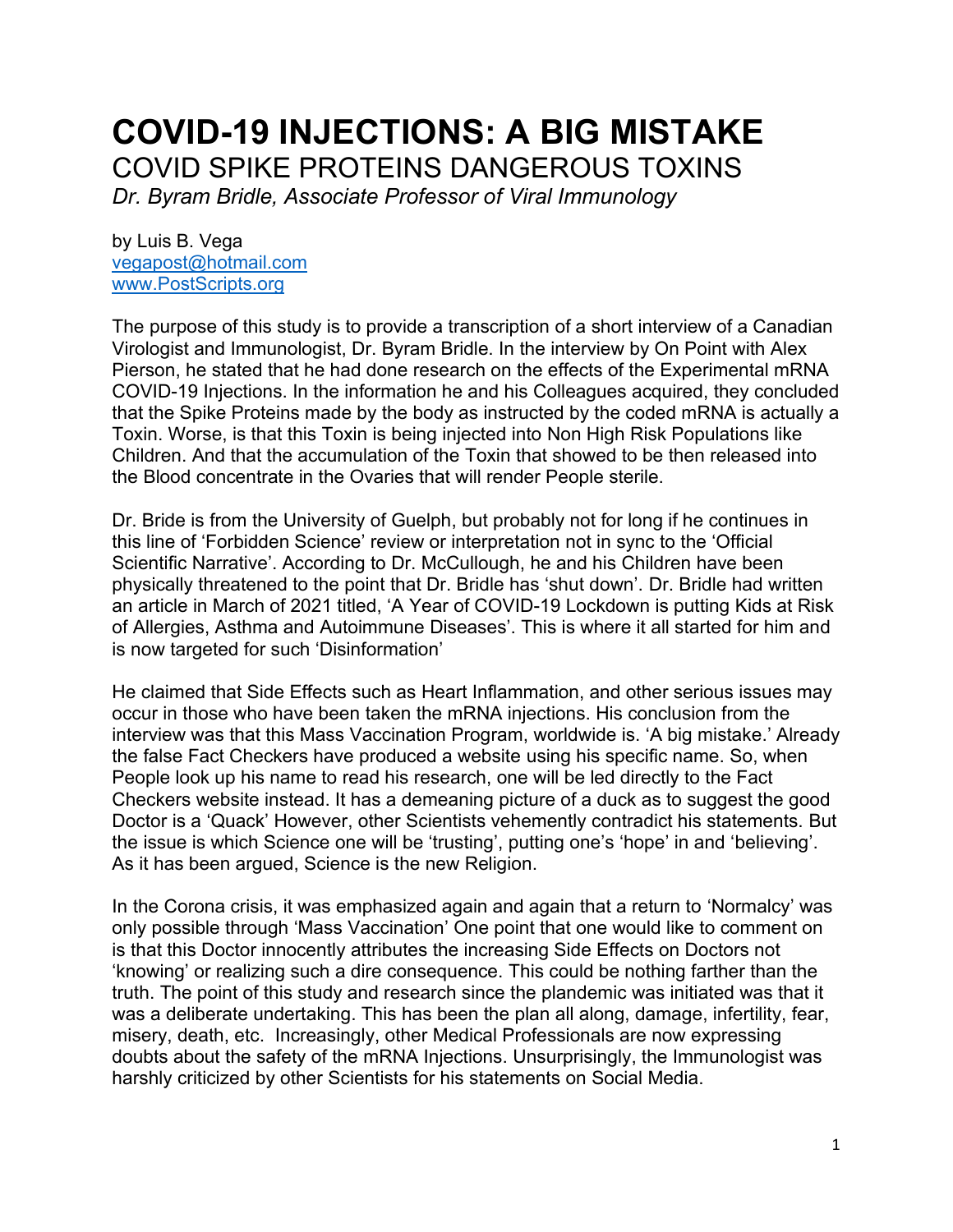# COVID-19 INJECTIONS: A BIG MISTAKE

## COVID SPIKE PROTEINS DANGEROUS TOXINS

*Dr. Byram Bridle, Associate Professor of Viral Immunology*

by Luis B. Vega
vegapost@hotmail.com
www.PostScripts.org

The purpose of this study is to provide a transcription of a short interview of a Canadian Virologist and Immunologist, Dr. Byram Bridle. In the interview by On Point with Alex Pierson, he stated that he had done research on the effects of the Experimental mRNA COVID-19 Injections. In the information he and his Colleagues acquired, they concluded that the Spike Proteins made by the body as instructed by the coded mRNA is actually a Toxin. Worse, is that this Toxin is being injected into Non High Risk Populations like Children. And that the accumulation of the Toxin that showed to be then released into the Blood concentrate in the Ovaries that will render People sterile.

Dr. Bride is from the University of Guelph, but probably not for long if he continues in this line of 'Forbidden Science' review or interpretation not in sync to the 'Official Scientific Narrative'. According to Dr. McCullough, he and his Children have been physically threatened to the point that Dr. Bridle has 'shut down'. Dr. Bridle had written an article in March of 2021 titled, 'A Year of COVID-19 Lockdown is putting Kids at Risk of Allergies, Asthma and Autoimmune Diseases'. This is where it all started for him and is now targeted for such 'Disinformation'

He claimed that Side Effects such as Heart Inflammation, and other serious issues may occur in those who have been taken the mRNA injections. His conclusion from the interview was that this Mass Vaccination Program, worldwide is. 'A big mistake.' Already the false Fact Checkers have produced a website using his specific name. So, when People look up his name to read his research, one will be led directly to the Fact Checkers website instead. It has a demeaning picture of a duck as to suggest the good Doctor is a 'Quack' However, other Scientists vehemently contradict his statements. But the issue is which Science one will be 'trusting', putting one's 'hope' in and 'believing'. As it has been argued, Science is the new Religion.

In the Corona crisis, it was emphasized again and again that a return to 'Normalcy' was only possible through 'Mass Vaccination' One point that one would like to comment on is that this Doctor innocently attributes the increasing Side Effects on Doctors not 'knowing' or realizing such a dire consequence. This could be nothing farther than the truth. The point of this study and research since the plandemic was initiated was that it was a deliberate undertaking. This has been the plan all along, damage, infertility, fear, misery, death, etc. Increasingly, other Medical Professionals are now expressing doubts about the safety of the mRNA Injections. Unsurprisingly, the Immunologist was harshly criticized by other Scientists for his statements on Social Media.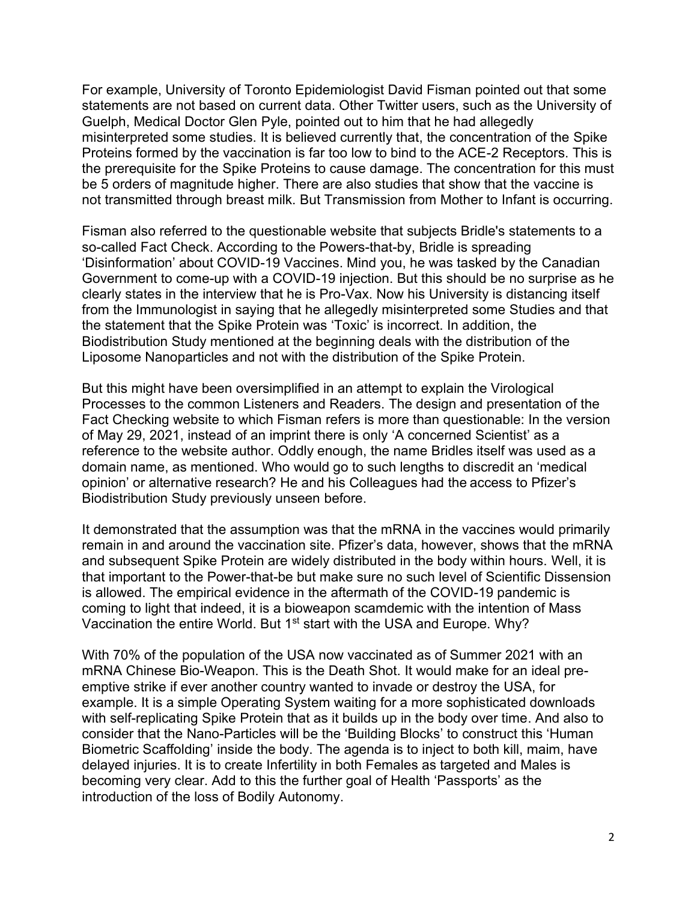For example, University of Toronto Epidemiologist David Fisman pointed out that some statements are not based on current data. Other Twitter users, such as the University of Guelph, Medical Doctor Glen Pyle, pointed out to him that he had allegedly misinterpreted some studies. It is believed currently that, the concentration of the Spike Proteins formed by the vaccination is far too low to bind to the ACE-2 Receptors. This is the prerequisite for the Spike Proteins to cause damage. The concentration for this must be 5 orders of magnitude higher. There are also studies that show that the vaccine is not transmitted through breast milk. But Transmission from Mother to Infant is occurring.

Fisman also referred to the questionable website that subjects Bridle's statements to a so-called Fact Check. According to the Powers-that-by, Bridle is spreading 'Disinformation' about COVID-19 Vaccines. Mind you, he was tasked by the Canadian Government to come-up with a COVID-19 injection. But this should be no surprise as he clearly states in the interview that he is Pro-Vax. Now his University is distancing itself from the Immunologist in saying that he allegedly misinterpreted some Studies and that the statement that the Spike Protein was 'Toxic' is incorrect. In addition, the Biodistribution Study mentioned at the beginning deals with the distribution of the Liposome Nanoparticles and not with the distribution of the Spike Protein.

But this might have been oversimplified in an attempt to explain the Virological Processes to the common Listeners and Readers. The design and presentation of the Fact Checking website to which Fisman refers is more than questionable: In the version of May 29, 2021, instead of an imprint there is only 'A concerned Scientist' as a reference to the website author. Oddly enough, the name Bridles itself was used as a domain name, as mentioned. Who would go to such lengths to discredit an 'medical opinion' or alternative research? He and his Colleagues had the access to Pfizer's Biodistribution Study previously unseen before.

It demonstrated that the assumption was that the mRNA in the vaccines would primarily remain in and around the vaccination site. Pfizer's data, however, shows that the mRNA and subsequent Spike Protein are widely distributed in the body within hours. Well, it is that important to the Power-that-be but make sure no such level of Scientific Dissension is allowed. The empirical evidence in the aftermath of the COVID-19 pandemic is coming to light that indeed, it is a bioweapon scamdemic with the intention of Mass Vaccination the entire World. But 1st start with the USA and Europe. Why?

With 70% of the population of the USA now vaccinated as of Summer 2021 with an mRNA Chinese Bio-Weapon. This is the Death Shot. It would make for an ideal pre-emptive strike if ever another country wanted to invade or destroy the USA, for example. It is a simple Operating System waiting for a more sophisticated downloads with self-replicating Spike Protein that as it builds up in the body over time. And also to consider that the Nano-Particles will be the 'Building Blocks' to construct this 'Human Biometric Scaffolding' inside the body. The agenda is to inject to both kill, maim, have delayed injuries. It is to create Infertility in both Females as targeted and Males is becoming very clear. Add to this the further goal of Health 'Passports' as the introduction of the loss of Bodily Autonomy.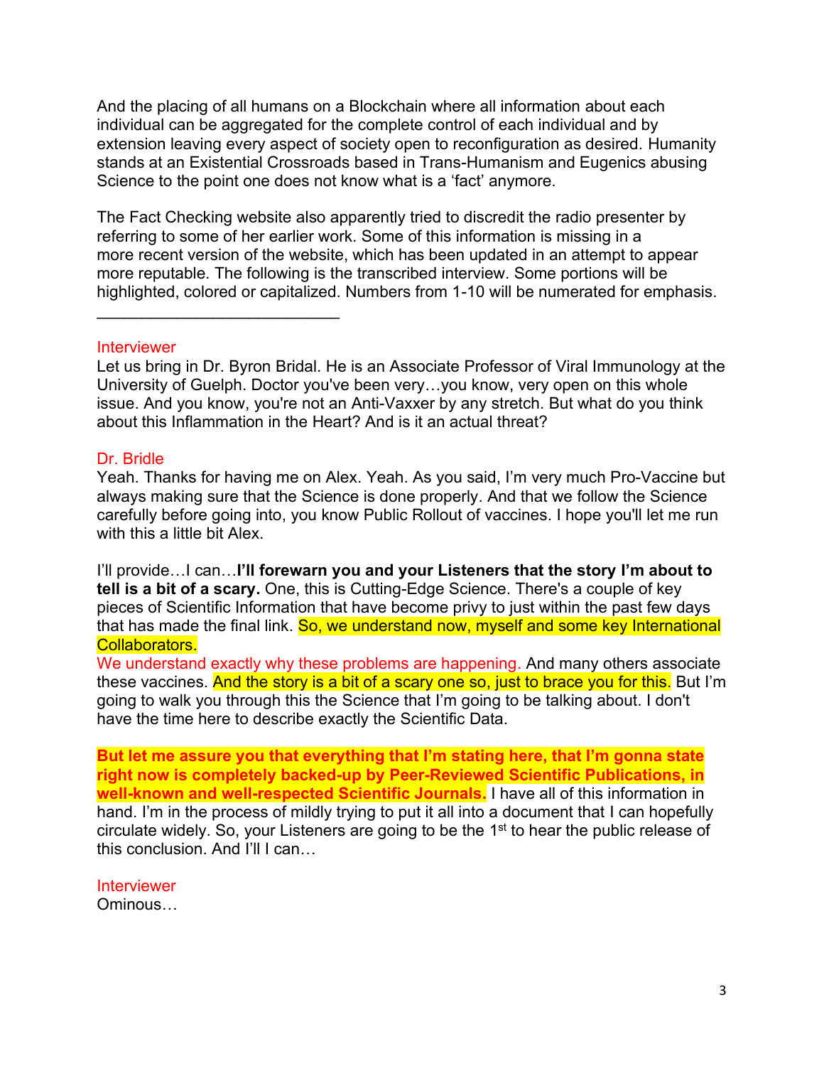And the placing of all humans on a Blockchain where all information about each individual can be aggregated for the complete control of each individual and by extension leaving every aspect of society open to reconfiguration as desired. Humanity stands at an Existential Crossroads based in Trans-Humanism and Eugenics abusing Science to the point one does not know what is a 'fact' anymore.

The Fact Checking website also apparently tried to discredit the radio presenter by referring to some of her earlier work. Some of this information is missing in a more recent version of the website, which has been updated in an attempt to appear more reputable. The following is the transcribed interview. Some portions will be highlighted, colored or capitalized. Numbers from 1-10 will be numerated for emphasis.

---

Interviewer

Let us bring in Dr. Byron Bridal. He is an Associate Professor of Viral Immunology at the University of Guelph. Doctor you've been very…you know, very open on this whole issue. And you know, you're not an Anti-Vaxxer by any stretch. But what do you think about this Inflammation in the Heart? And is it an actual threat?

Dr. Bridle

Yeah. Thanks for having me on Alex. Yeah. As you said, I'm very much Pro-Vaccine but always making sure that the Science is done properly. And that we follow the Science carefully before going into, you know Public Rollout of vaccines. I hope you'll let me run with this a little bit Alex.

I'll provide…I can…**I'll forewarn you and your Listeners that the story I'm about to tell is a bit of a scary.** One, this is Cutting-Edge Science. There's a couple of key pieces of Scientific Information that have become privy to just within the past few days that has made the final link. So, we understand now, myself and some key International Collaborators.
We understand exactly why these problems are happening. And many others associate these vaccines. And the story is a bit of a scary one so, just to brace you for this. But I'm going to walk you through this the Science that I'm going to be talking about. I don't have the time here to describe exactly the Scientific Data.

**But let me assure you that everything that I'm stating here, that I'm gonna state right now is completely backed-up by Peer-Reviewed Scientific Publications, in well-known and well-respected Scientific Journals.** I have all of this information in hand. I'm in the process of mildly trying to put it all into a document that I can hopefully circulate widely. So, your Listeners are going to be the 1st to hear the public release of this conclusion. And I'll I can…

Interviewer

Ominous…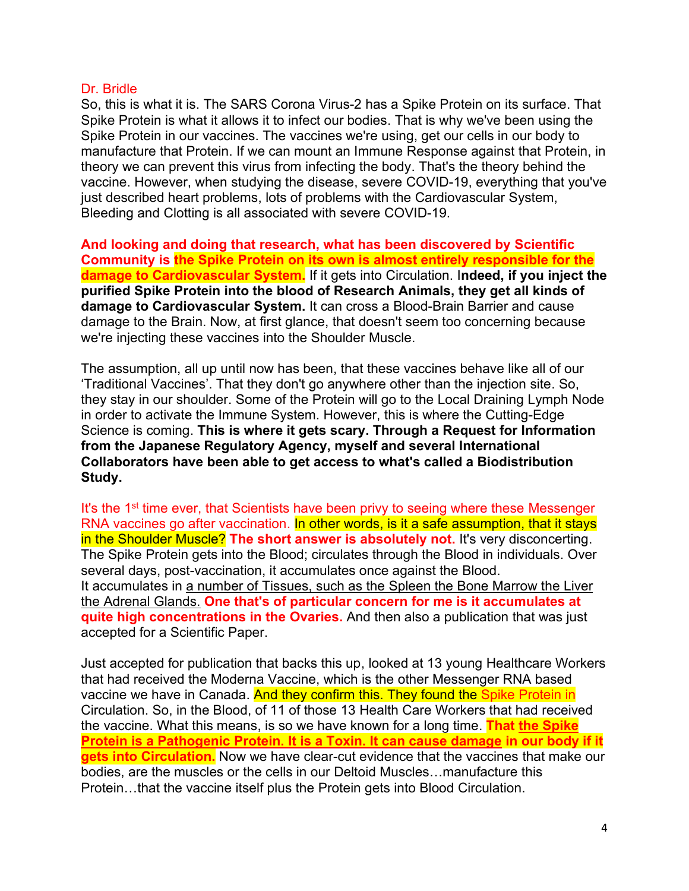Dr. Bridle

So, this is what it is. The SARS Corona Virus-2 has a Spike Protein on its surface. That Spike Protein is what it allows it to infect our bodies. That is why we've been using the Spike Protein in our vaccines. The vaccines we're using, get our cells in our body to manufacture that Protein. If we can mount an Immune Response against that Protein, in theory we can prevent this virus from infecting the body. That's the theory behind the vaccine. However, when studying the disease, severe COVID-19, everything that you've just described heart problems, lots of problems with the Cardiovascular System, Bleeding and Clotting is all associated with severe COVID-19.

**And looking and doing that research, what has been discovered by Scientific Community is the Spike Protein on its own is almost entirely responsible for the damage to Cardiovascular System.** If it gets into Circulation. I**ndeed, if you inject the purified Spike Protein into the blood of Research Animals, they get all kinds of damage to Cardiovascular System.** It can cross a Blood-Brain Barrier and cause damage to the Brain. Now, at first glance, that doesn't seem too concerning because we're injecting these vaccines into the Shoulder Muscle.

The assumption, all up until now has been, that these vaccines behave like all of our 'Traditional Vaccines'. That they don't go anywhere other than the injection site. So, they stay in our shoulder. Some of the Protein will go to the Local Draining Lymph Node in order to activate the Immune System. However, this is where the Cutting-Edge Science is coming. **This is where it gets scary. Through a Request for Information from the Japanese Regulatory Agency, myself and several International Collaborators have been able to get access to what's called a Biodistribution Study.**

It's the 1st time ever, that Scientists have been privy to seeing where these Messenger RNA vaccines go after vaccination. In other words, is it a safe assumption, that it stays in the Shoulder Muscle? **The short answer is absolutely not.** It's very disconcerting. The Spike Protein gets into the Blood; circulates through the Blood in individuals. Over several days, post-vaccination, it accumulates once against the Blood.
It accumulates in a number of Tissues, such as the Spleen the Bone Marrow the Liver the Adrenal Glands. **One that's of particular concern for me is it accumulates at quite high concentrations in the Ovaries.** And then also a publication that was just accepted for a Scientific Paper.

Just accepted for publication that backs this up, looked at 13 young Healthcare Workers that had received the Moderna Vaccine, which is the other Messenger RNA based vaccine we have in Canada. And they confirm this. They found the Spike Protein in Circulation. So, in the Blood, of 11 of those 13 Health Care Workers that had received the vaccine. What this means, is so we have known for a long time. **That the Spike Protein is a Pathogenic Protein. It is a Toxin. It can cause damage in our body if it gets into Circulation.** Now we have clear-cut evidence that the vaccines that make our bodies, are the muscles or the cells in our Deltoid Muscles…manufacture this Protein…that the vaccine itself plus the Protein gets into Blood Circulation.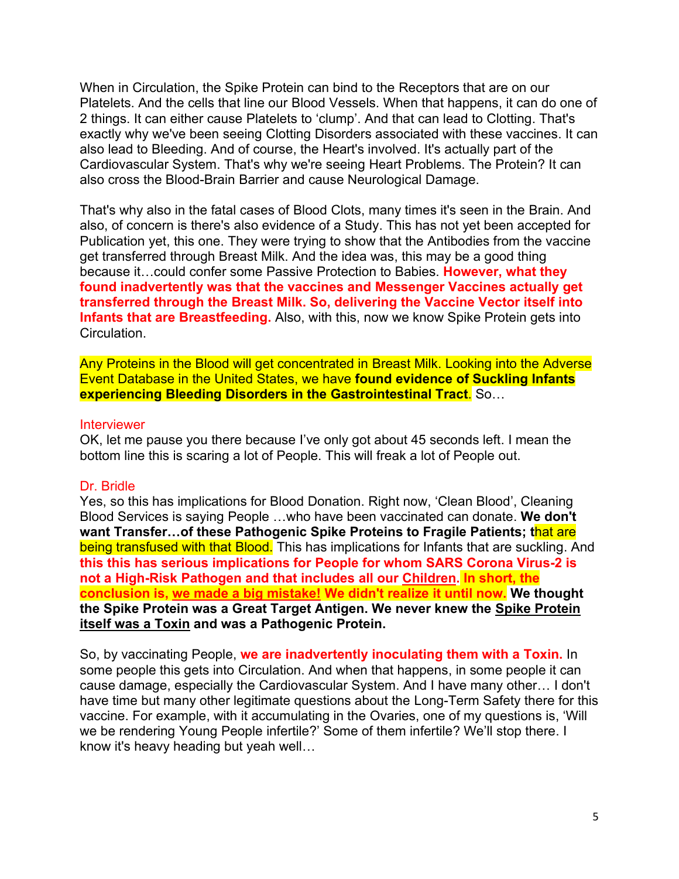When in Circulation, the Spike Protein can bind to the Receptors that are on our Platelets. And the cells that line our Blood Vessels. When that happens, it can do one of 2 things. It can either cause Platelets to 'clump'. And that can lead to Clotting. That's exactly why we've been seeing Clotting Disorders associated with these vaccines. It can also lead to Bleeding. And of course, the Heart's involved. It's actually part of the Cardiovascular System. That's why we're seeing Heart Problems. The Protein? It can also cross the Blood-Brain Barrier and cause Neurological Damage.

That's why also in the fatal cases of Blood Clots, many times it's seen in the Brain. And also, of concern is there's also evidence of a Study. This has not yet been accepted for Publication yet, this one. They were trying to show that the Antibodies from the vaccine get transferred through Breast Milk. And the idea was, this may be a good thing because it…could confer some Passive Protection to Babies. **However, what they found inadvertently was that the vaccines and Messenger Vaccines actually get transferred through the Breast Milk. So, delivering the Vaccine Vector itself into Infants that are Breastfeeding.** Also, with this, now we know Spike Protein gets into Circulation.

Any Proteins in the Blood will get concentrated in Breast Milk. Looking into the Adverse Event Database in the United States, we have **found evidence of Suckling Infants experiencing Bleeding Disorders in the Gastrointestinal Tract**. So…

Interviewer

OK, let me pause you there because I've only got about 45 seconds left. I mean the bottom line this is scaring a lot of People. This will freak a lot of People out.

Dr. Bridle

Yes, so this has implications for Blood Donation. Right now, 'Clean Blood', Cleaning Blood Services is saying People …who have been vaccinated can donate. **We don't want Transfer…of these Pathogenic Spike Proteins to Fragile Patients; t**hat are being transfused with that Blood. This has implications for Infants that are suckling. And **this this has serious implications for People for whom SARS Corona Virus-2 is not a High-Risk Pathogen and that includes all our Children. In short, the conclusion is, we made a big mistake! We didn't realize it until now. We thought the Spike Protein was a Great Target Antigen. We never knew the Spike Protein itself was a Toxin and was a Pathogenic Protein.**

So, by vaccinating People, **we are inadvertently inoculating them with a Toxin.** In some people this gets into Circulation. And when that happens, in some people it can cause damage, especially the Cardiovascular System. And I have many other… I don't have time but many other legitimate questions about the Long-Term Safety there for this vaccine. For example, with it accumulating in the Ovaries, one of my questions is, 'Will we be rendering Young People infertile?' Some of them infertile? We'll stop there. I know it's heavy heading but yeah well…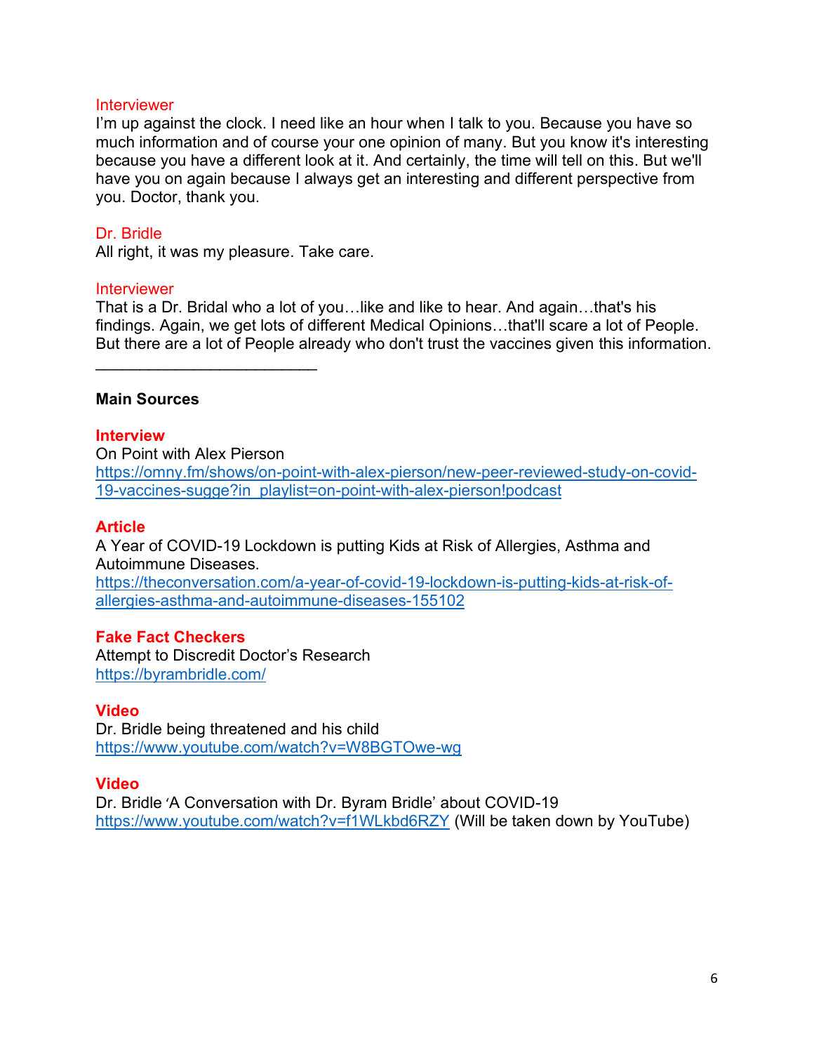Interviewer
I'm up against the clock. I need like an hour when I talk to you. Because you have so much information and of course your one opinion of many. But you know it's interesting because you have a different look at it. And certainly, the time will tell on this. But we'll have you on again because I always get an interesting and different perspective from you. Doctor, thank you.

Dr. Bridle
All right, it was my pleasure. Take care.

Interviewer
That is a Dr. Bridal who a lot of you…like and like to hear. And again…that's his findings. Again, we get lots of different Medical Opinions…that'll scare a lot of People. But there are a lot of People already who don't trust the vaccines given this information.

---

**Main Sources**

**Interview**
On Point with Alex Pierson
https://omny.fm/shows/on-point-with-alex-pierson/new-peer-reviewed-study-on-covid-19-vaccines-sugge?in_playlist=on-point-with-alex-pierson!podcast

**Article**
A Year of COVID-19 Lockdown is putting Kids at Risk of Allergies, Asthma and Autoimmune Diseases.
https://theconversation.com/a-year-of-covid-19-lockdown-is-putting-kids-at-risk-of-allergies-asthma-and-autoimmune-diseases-155102

**Fake Fact Checkers**
Attempt to Discredit Doctor's Research
https://byrambridle.com/

**Video**
Dr. Bridle being threatened and his child
https://www.youtube.com/watch?v=W8BGTOwe-wg

**Video**
Dr. Bridle 'A Conversation with Dr. Byram Bridle' about COVID-19
https://www.youtube.com/watch?v=f1WLkbd6RZY (Will be taken down by YouTube)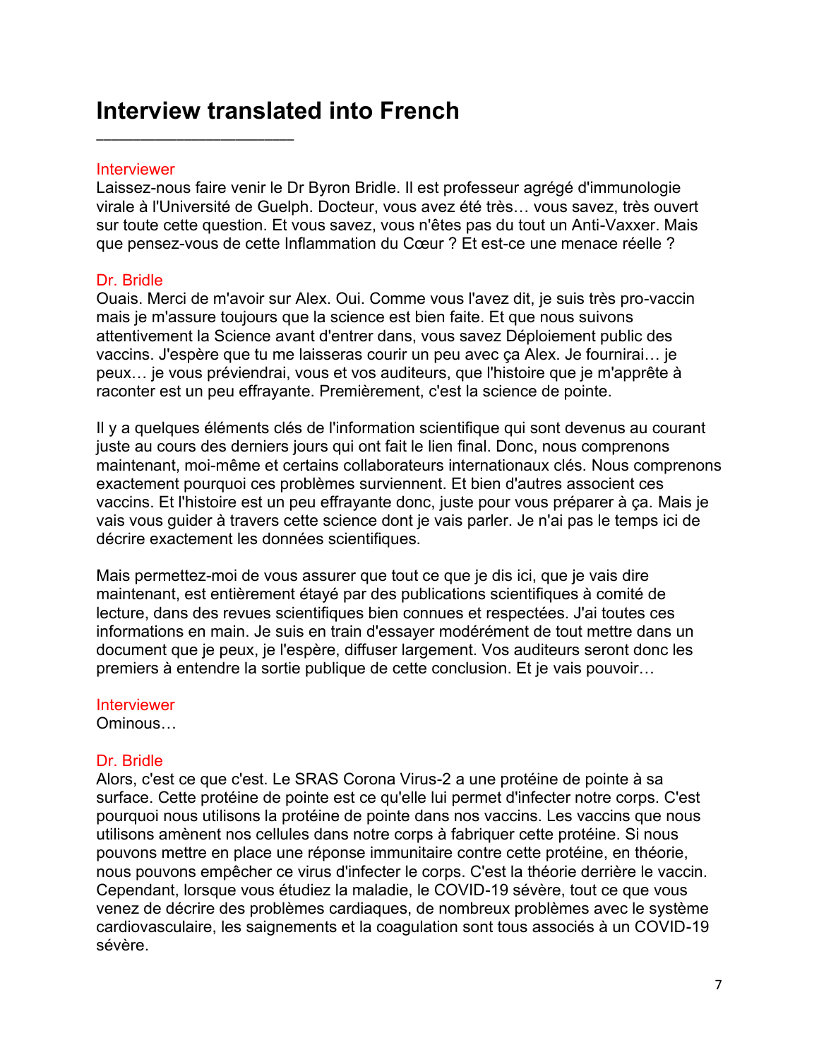# Interview translated into French

\_\_\_\_\_\_\_\_\_\_\_\_\_\_\_\_\_\_\_\_\_\_\_\_\_\_

Interviewer

Laissez-nous faire venir le Dr Byron Bridle. Il est professeur agrégé d'immunologie virale à l'Université de Guelph. Docteur, vous avez été très… vous savez, très ouvert sur toute cette question. Et vous savez, vous n'êtes pas du tout un Anti-Vaxxer. Mais que pensez-vous de cette Inflammation du Cœur ? Et est-ce une menace réelle ?

Dr. Bridle

Ouais. Merci de m'avoir sur Alex. Oui. Comme vous l'avez dit, je suis très pro-vaccin mais je m'assure toujours que la science est bien faite. Et que nous suivons attentivement la Science avant d'entrer dans, vous savez Déploiement public des vaccins. J'espère que tu me laisseras courir un peu avec ça Alex. Je fournirai… je peux… je vous préviendrai, vous et vos auditeurs, que l'histoire que je m'apprête à raconter est un peu effrayante. Premièrement, c'est la science de pointe.

Il y a quelques éléments clés de l'information scientifique qui sont devenus au courant juste au cours des derniers jours qui ont fait le lien final. Donc, nous comprenons maintenant, moi-même et certains collaborateurs internationaux clés. Nous comprenons exactement pourquoi ces problèmes surviennent. Et bien d'autres associent ces vaccins. Et l'histoire est un peu effrayante donc, juste pour vous préparer à ça. Mais je vais vous guider à travers cette science dont je vais parler. Je n'ai pas le temps ici de décrire exactement les données scientifiques.

Mais permettez-moi de vous assurer que tout ce que je dis ici, que je vais dire maintenant, est entièrement étayé par des publications scientifiques à comité de lecture, dans des revues scientifiques bien connues et respectées. J'ai toutes ces informations en main. Je suis en train d'essayer modérément de tout mettre dans un document que je peux, je l'espère, diffuser largement. Vos auditeurs seront donc les premiers à entendre la sortie publique de cette conclusion. Et je vais pouvoir…

Interviewer

Ominous…

Dr. Bridle

Alors, c'est ce que c'est. Le SRAS Corona Virus-2 a une protéine de pointe à sa surface. Cette protéine de pointe est ce qu'elle lui permet d'infecter notre corps. C'est pourquoi nous utilisons la protéine de pointe dans nos vaccins. Les vaccins que nous utilisons amènent nos cellules dans notre corps à fabriquer cette protéine. Si nous pouvons mettre en place une réponse immunitaire contre cette protéine, en théorie, nous pouvons empêcher ce virus d'infecter le corps. C'est la théorie derrière le vaccin. Cependant, lorsque vous étudiez la maladie, le COVID-19 sévère, tout ce que vous venez de décrire des problèmes cardiaques, de nombreux problèmes avec le système cardiovasculaire, les saignements et la coagulation sont tous associés à un COVID-19 sévère.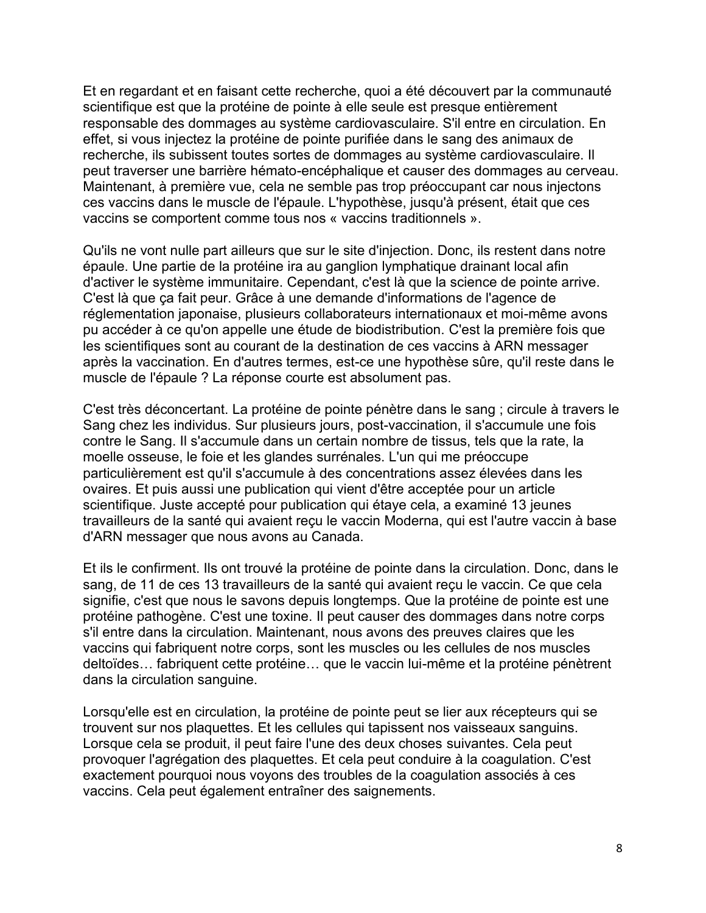Et en regardant et en faisant cette recherche, quoi a été découvert par la communauté scientifique est que la protéine de pointe à elle seule est presque entièrement responsable des dommages au système cardiovasculaire. S'il entre en circulation. En effet, si vous injectez la protéine de pointe purifiée dans le sang des animaux de recherche, ils subissent toutes sortes de dommages au système cardiovasculaire. Il peut traverser une barrière hémato-encéphalique et causer des dommages au cerveau. Maintenant, à première vue, cela ne semble pas trop préoccupant car nous injectons ces vaccins dans le muscle de l'épaule. L'hypothèse, jusqu'à présent, était que ces vaccins se comportent comme tous nos « vaccins traditionnels ».

Qu'ils ne vont nulle part ailleurs que sur le site d'injection. Donc, ils restent dans notre épaule. Une partie de la protéine ira au ganglion lymphatique drainant local afin d'activer le système immunitaire. Cependant, c'est là que la science de pointe arrive. C'est là que ça fait peur. Grâce à une demande d'informations de l'agence de réglementation japonaise, plusieurs collaborateurs internationaux et moi-même avons pu accéder à ce qu'on appelle une étude de biodistribution. C'est la première fois que les scientifiques sont au courant de la destination de ces vaccins à ARN messager après la vaccination. En d'autres termes, est-ce une hypothèse sûre, qu'il reste dans le muscle de l'épaule ? La réponse courte est absolument pas.

C'est très déconcertant. La protéine de pointe pénètre dans le sang ; circule à travers le Sang chez les individus. Sur plusieurs jours, post-vaccination, il s'accumule une fois contre le Sang. Il s'accumule dans un certain nombre de tissus, tels que la rate, la moelle osseuse, le foie et les glandes surrénales. L'un qui me préoccupe particulièrement est qu'il s'accumule à des concentrations assez élevées dans les ovaires. Et puis aussi une publication qui vient d'être acceptée pour un article scientifique. Juste accepté pour publication qui étaye cela, a examiné 13 jeunes travailleurs de la santé qui avaient reçu le vaccin Moderna, qui est l'autre vaccin à base d'ARN messager que nous avons au Canada.

Et ils le confirment. Ils ont trouvé la protéine de pointe dans la circulation. Donc, dans le sang, de 11 de ces 13 travailleurs de la santé qui avaient reçu le vaccin. Ce que cela signifie, c'est que nous le savons depuis longtemps. Que la protéine de pointe est une protéine pathogène. C'est une toxine. Il peut causer des dommages dans notre corps s'il entre dans la circulation. Maintenant, nous avons des preuves claires que les vaccins qui fabriquent notre corps, sont les muscles ou les cellules de nos muscles deltoïdes… fabriquent cette protéine… que le vaccin lui-même et la protéine pénètrent dans la circulation sanguine.

Lorsqu'elle est en circulation, la protéine de pointe peut se lier aux récepteurs qui se trouvent sur nos plaquettes. Et les cellules qui tapissent nos vaisseaux sanguins. Lorsque cela se produit, il peut faire l'une des deux choses suivantes. Cela peut provoquer l'agrégation des plaquettes. Et cela peut conduire à la coagulation. C'est exactement pourquoi nous voyons des troubles de la coagulation associés à ces vaccins. Cela peut également entraîner des saignements.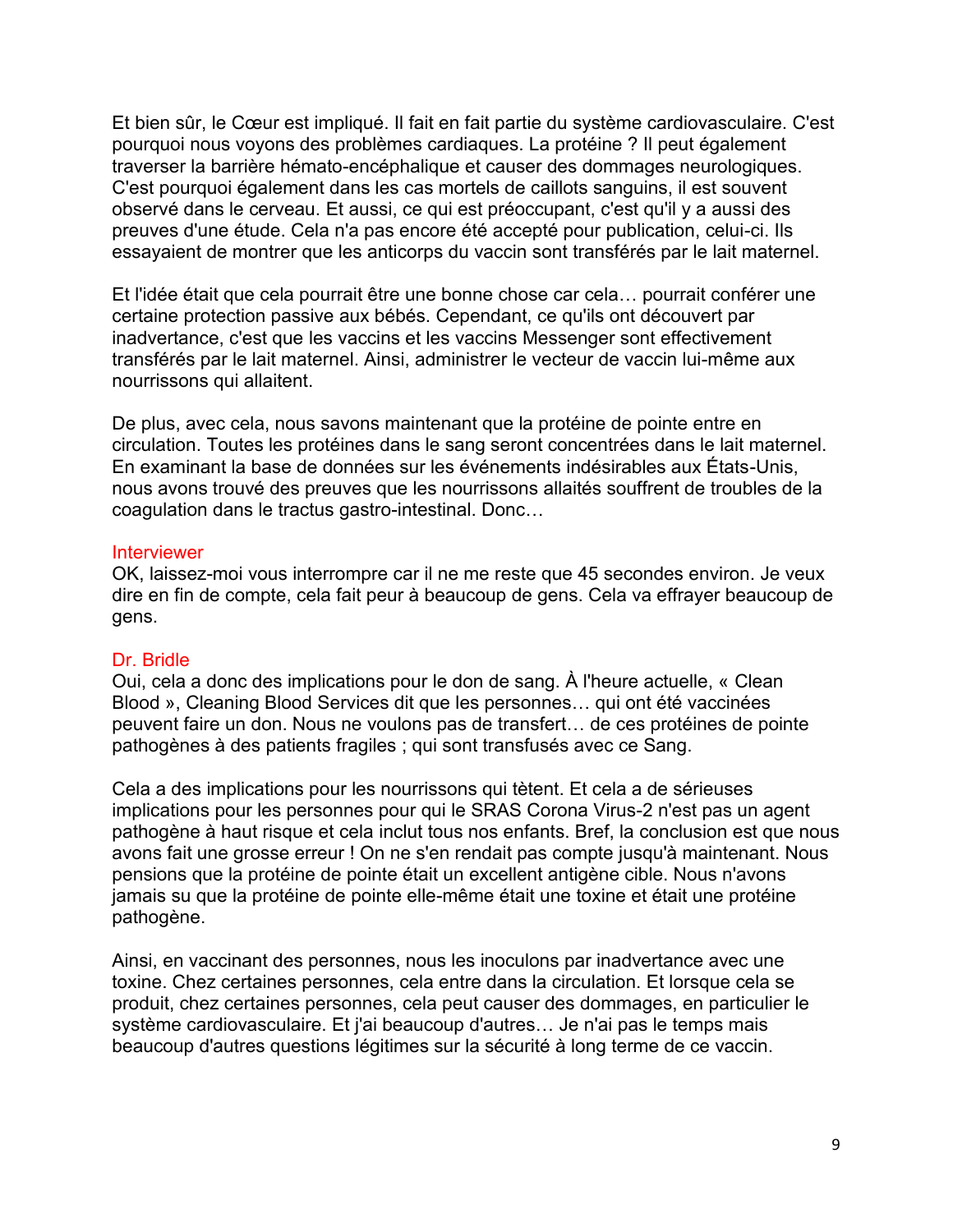Et bien sûr, le Cœur est impliqué. Il fait en fait partie du système cardiovasculaire. C'est pourquoi nous voyons des problèmes cardiaques. La protéine ? Il peut également traverser la barrière hémato-encéphalique et causer des dommages neurologiques. C'est pourquoi également dans les cas mortels de caillots sanguins, il est souvent observé dans le cerveau. Et aussi, ce qui est préoccupant, c'est qu'il y a aussi des preuves d'une étude. Cela n'a pas encore été accepté pour publication, celui-ci. Ils essayaient de montrer que les anticorps du vaccin sont transférés par le lait maternel.

Et l'idée était que cela pourrait être une bonne chose car cela… pourrait conférer une certaine protection passive aux bébés. Cependant, ce qu'ils ont découvert par inadvertance, c'est que les vaccins et les vaccins Messenger sont effectivement transférés par le lait maternel. Ainsi, administrer le vecteur de vaccin lui-même aux nourrissons qui allaitent.

De plus, avec cela, nous savons maintenant que la protéine de pointe entre en circulation. Toutes les protéines dans le sang seront concentrées dans le lait maternel. En examinant la base de données sur les événements indésirables aux États-Unis, nous avons trouvé des preuves que les nourrissons allaités souffrent de troubles de la coagulation dans le tractus gastro-intestinal. Donc…

Interviewer
OK, laissez-moi vous interrompre car il ne me reste que 45 secondes environ. Je veux dire en fin de compte, cela fait peur à beaucoup de gens. Cela va effrayer beaucoup de gens.

Dr. Bridle
Oui, cela a donc des implications pour le don de sang. À l'heure actuelle, « Clean Blood », Cleaning Blood Services dit que les personnes… qui ont été vaccinées peuvent faire un don. Nous ne voulons pas de transfert… de ces protéines de pointe pathogènes à des patients fragiles ; qui sont transfusés avec ce Sang.

Cela a des implications pour les nourrissons qui tètent. Et cela a de sérieuses implications pour les personnes pour qui le SRAS Corona Virus-2 n'est pas un agent pathogène à haut risque et cela inclut tous nos enfants. Bref, la conclusion est que nous avons fait une grosse erreur ! On ne s'en rendait pas compte jusqu'à maintenant. Nous pensions que la protéine de pointe était un excellent antigène cible. Nous n'avons jamais su que la protéine de pointe elle-même était une toxine et était une protéine pathogène.

Ainsi, en vaccinant des personnes, nous les inoculons par inadvertance avec une toxine. Chez certaines personnes, cela entre dans la circulation. Et lorsque cela se produit, chez certaines personnes, cela peut causer des dommages, en particulier le système cardiovasculaire. Et j'ai beaucoup d'autres… Je n'ai pas le temps mais beaucoup d'autres questions légitimes sur la sécurité à long terme de ce vaccin.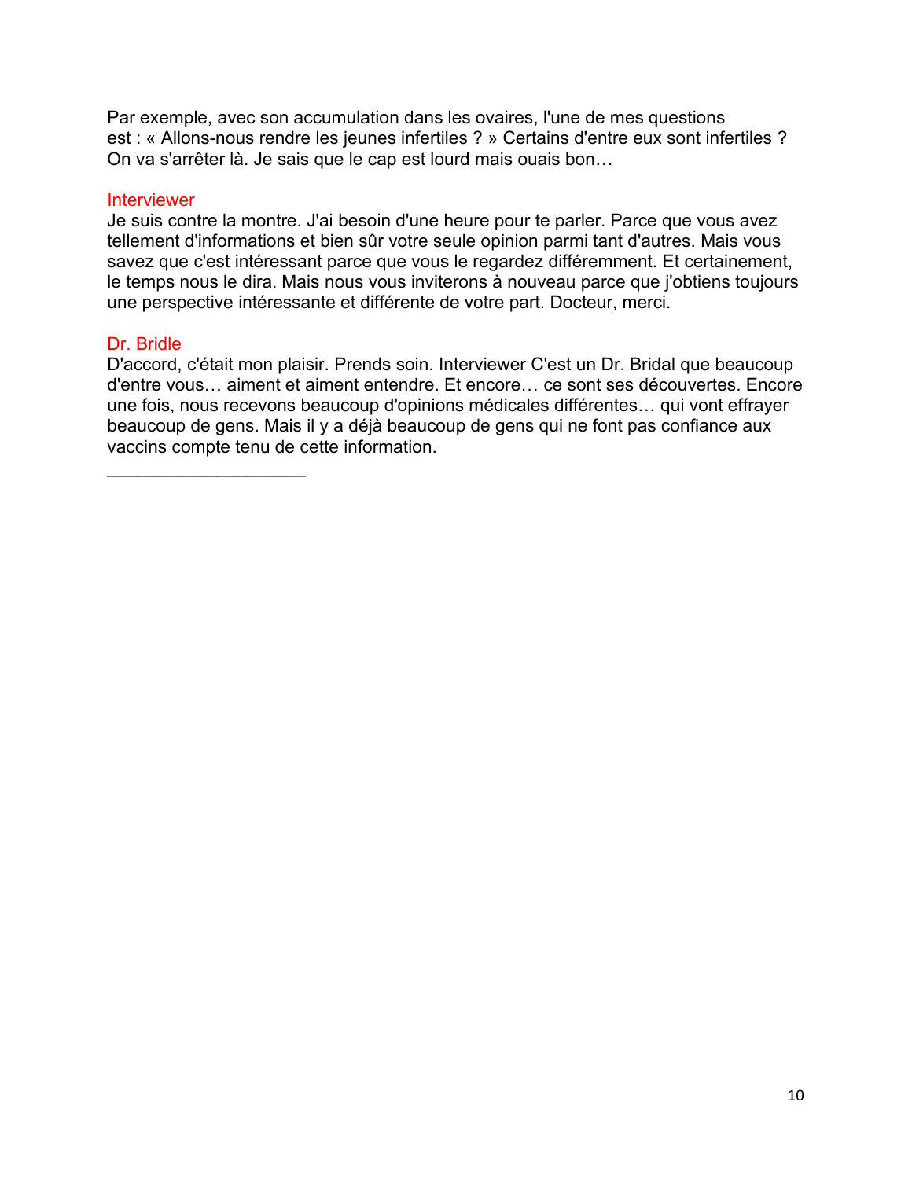Par exemple, avec son accumulation dans les ovaires, l'une de mes questions est : « Allons-nous rendre les jeunes infertiles ? » Certains d'entre eux sont infertiles ? On va s'arrêter là. Je sais que le cap est lourd mais ouais bon…

Interviewer
Je suis contre la montre. J'ai besoin d'une heure pour te parler. Parce que vous avez tellement d'informations et bien sûr votre seule opinion parmi tant d'autres. Mais vous savez que c'est intéressant parce que vous le regardez différemment. Et certainement, le temps nous le dira. Mais nous vous inviterons à nouveau parce que j'obtiens toujours une perspective intéressante et différente de votre part. Docteur, merci.

Dr. Bridle
D'accord, c'était mon plaisir. Prends soin. Interviewer C'est un Dr. Bridal que beaucoup d'entre vous… aiment et aiment entendre. Et encore… ce sont ses découvertes. Encore une fois, nous recevons beaucoup d'opinions médicales différentes… qui vont effrayer beaucoup de gens. Mais il y a déjà beaucoup de gens qui ne font pas confiance aux vaccins compte tenu de cette information.

____________________